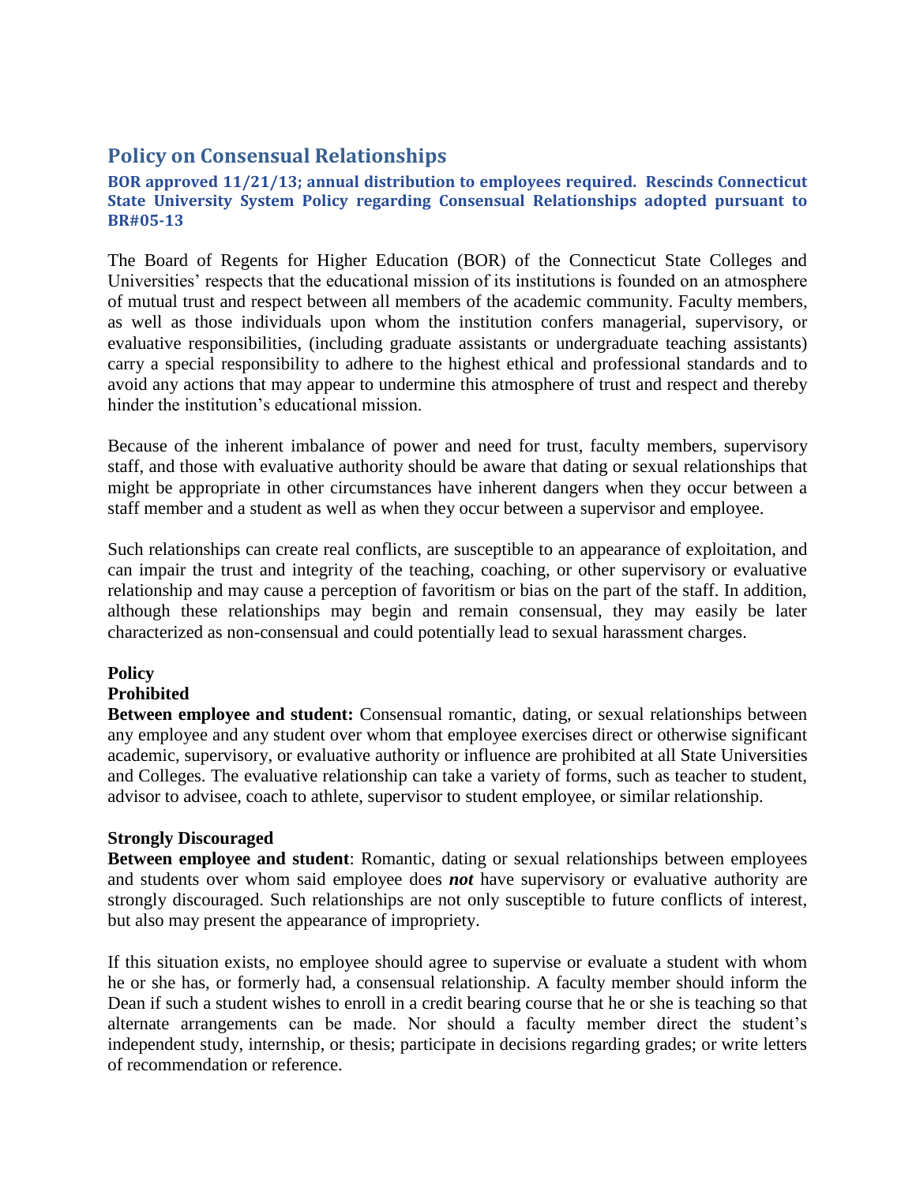## Policy on Consensual Relationships

### BOR approved 11/21/13; annual distribution to employees required. Rescinds Connecticut State University System Policy regarding Consensual Relationships adopted pursuant to BR#05-13

The Board of Regents for Higher Education (BOR) of the Connecticut State Colleges and Universities' respects that the educational mission of its institutions is founded on an atmosphere of mutual trust and respect between all members of the academic community. Faculty members, as well as those individuals upon whom the institution confers managerial, supervisory, or evaluative responsibilities, (including graduate assistants or undergraduate teaching assistants) carry a special responsibility to adhere to the highest ethical and professional standards and to avoid any actions that may appear to undermine this atmosphere of trust and respect and thereby hinder the institution's educational mission.

Because of the inherent imbalance of power and need for trust, faculty members, supervisory staff, and those with evaluative authority should be aware that dating or sexual relationships that might be appropriate in other circumstances have inherent dangers when they occur between a staff member and a student as well as when they occur between a supervisor and employee.

Such relationships can create real conflicts, are susceptible to an appearance of exploitation, and can impair the trust and integrity of the teaching, coaching, or other supervisory or evaluative relationship and may cause a perception of favoritism or bias on the part of the staff. In addition, although these relationships may begin and remain consensual, they may easily be later characterized as non-consensual and could potentially lead to sexual harassment charges.

**Policy**

**Prohibited**

**Between employee and student:** Consensual romantic, dating, or sexual relationships between any employee and any student over whom that employee exercises direct or otherwise significant academic, supervisory, or evaluative authority or influence are prohibited at all State Universities and Colleges. The evaluative relationship can take a variety of forms, such as teacher to student, advisor to advisee, coach to athlete, supervisor to student employee, or similar relationship.

**Strongly Discouraged**

**Between employee and student**: Romantic, dating or sexual relationships between employees and students over whom said employee does ***not*** have supervisory or evaluative authority are strongly discouraged. Such relationships are not only susceptible to future conflicts of interest, but also may present the appearance of impropriety.

If this situation exists, no employee should agree to supervise or evaluate a student with whom he or she has, or formerly had, a consensual relationship. A faculty member should inform the Dean if such a student wishes to enroll in a credit bearing course that he or she is teaching so that alternate arrangements can be made. Nor should a faculty member direct the student's independent study, internship, or thesis; participate in decisions regarding grades; or write letters of recommendation or reference.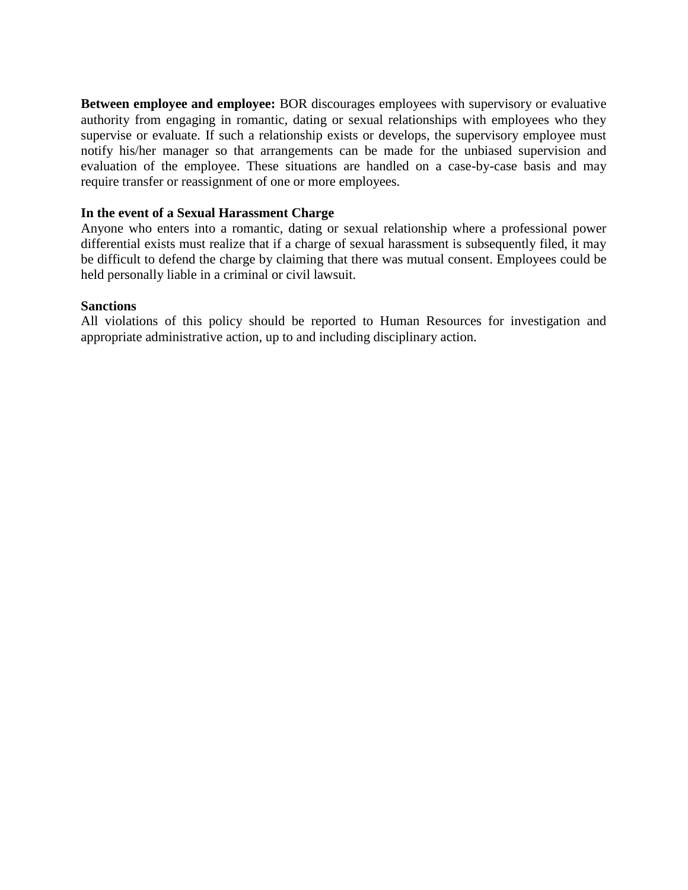**Between employee and employee:** BOR discourages employees with supervisory or evaluative authority from engaging in romantic, dating or sexual relationships with employees who they supervise or evaluate. If such a relationship exists or develops, the supervisory employee must notify his/her manager so that arrangements can be made for the unbiased supervision and evaluation of the employee. These situations are handled on a case-by-case basis and may require transfer or reassignment of one or more employees.

**In the event of a Sexual Harassment Charge**

Anyone who enters into a romantic, dating or sexual relationship where a professional power differential exists must realize that if a charge of sexual harassment is subsequently filed, it may be difficult to defend the charge by claiming that there was mutual consent. Employees could be held personally liable in a criminal or civil lawsuit.

**Sanctions**

All violations of this policy should be reported to Human Resources for investigation and appropriate administrative action, up to and including disciplinary action.